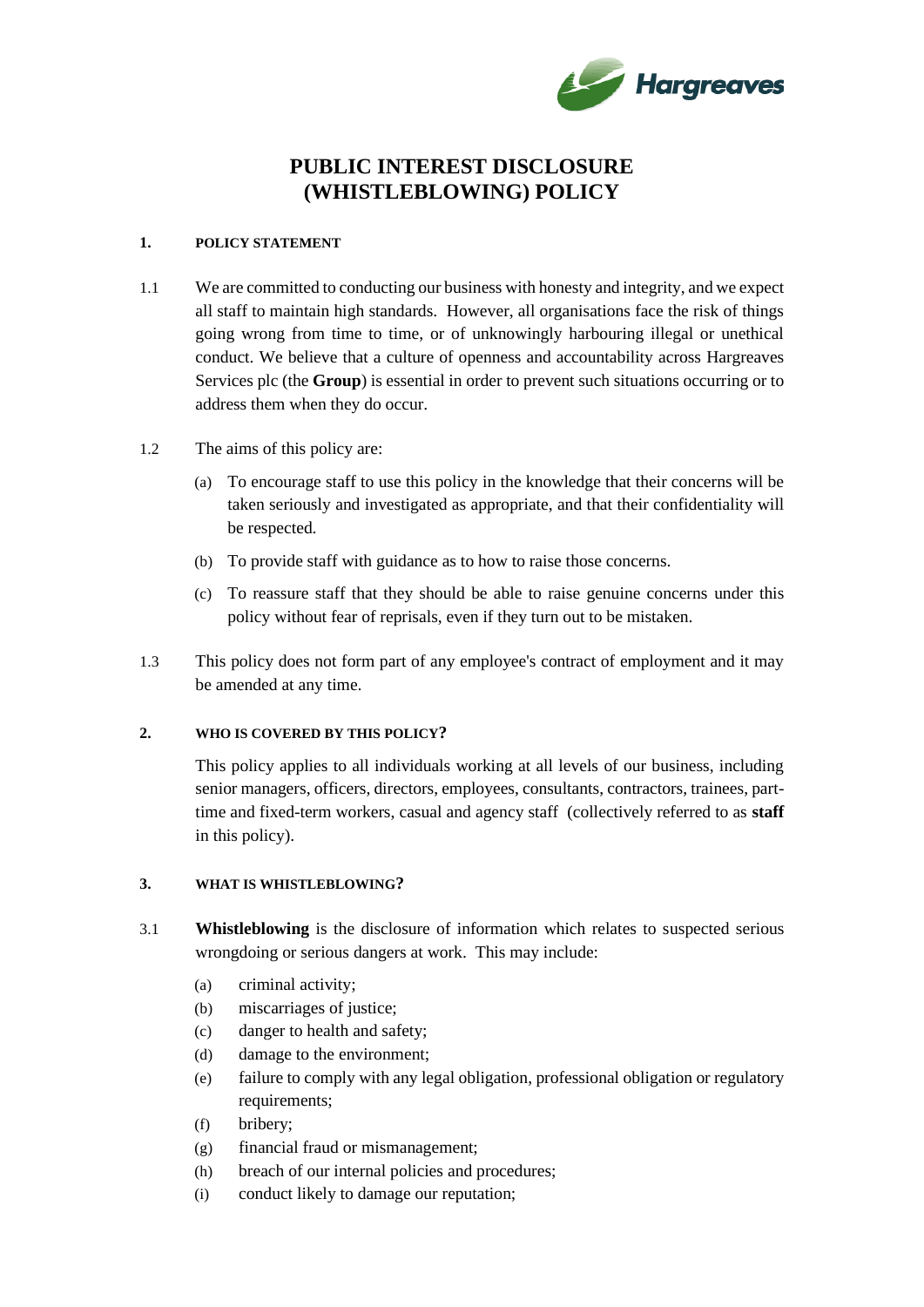# PUBLIC INTEREST DISCLOSURE (WHISTLEBLOWING) POLICY

## 1. POLICY STATEMENT

1.1 We are committed to conducting our business with honesty and integrity, and we expect all staff to maintain high standards. However, all organisations face the risk of things going wrong from time to time, or of unknowingly harbouring illegal or unethical conduct. We believe that a culture of openness and accountability across Hargreaves Services plc (the **Group**) is essential in order to prevent such situations occurring or to address them when they do occur.

1.2 The aims of this policy are:

(a) To encourage staff to use this policy in the knowledge that their concerns will be taken seriously and investigated as appropriate, and that their confidentiality will be respected.

(b) To provide staff with guidance as to how to raise those concerns.

(c) To reassure staff that they should be able to raise genuine concerns under this policy without fear of reprisals, even if they turn out to be mistaken.

1.3 This policy does not form part of any employee's contract of employment and it may be amended at any time.

## 2. WHO IS COVERED BY THIS POLICY?

This policy applies to all individuals working at all levels of our business, including senior managers, officers, directors, employees, consultants, contractors, trainees, part-time and fixed-term workers, casual and agency staff (collectively referred to as **staff** in this policy).

## 3. WHAT IS WHISTLEBLOWING?

3.1 **Whistleblowing** is the disclosure of information which relates to suspected serious wrongdoing or serious dangers at work. This may include:

(a) criminal activity;
(b) miscarriages of justice;
(c) danger to health and safety;
(d) damage to the environment;
(e) failure to comply with any legal obligation, professional obligation or regulatory requirements;
(f) bribery;
(g) financial fraud or mismanagement;
(h) breach of our internal policies and procedures;
(i) conduct likely to damage our reputation;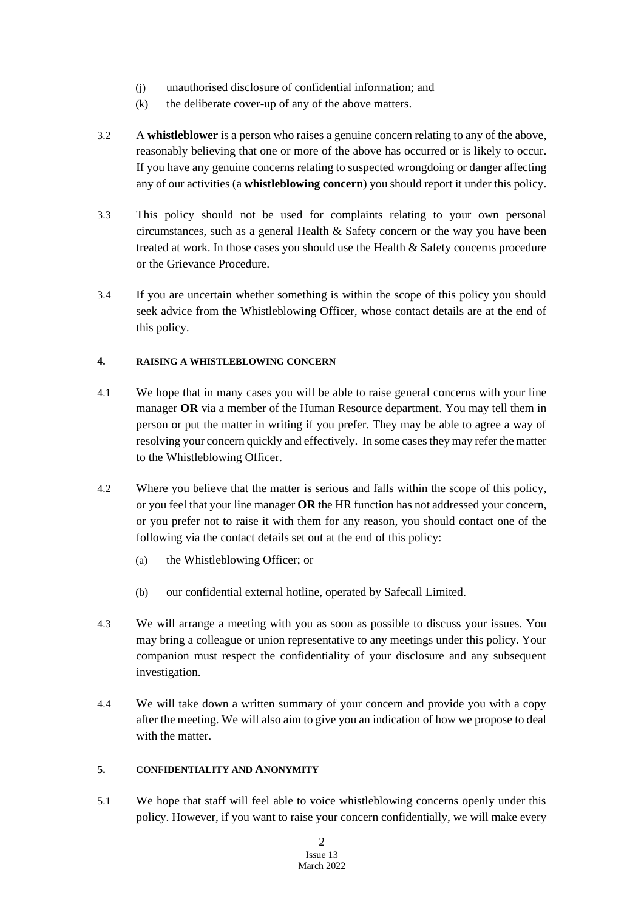(j) unauthorised disclosure of confidential information; and

(k) the deliberate cover-up of any of the above matters.

3.2 A **whistleblower** is a person who raises a genuine concern relating to any of the above, reasonably believing that one or more of the above has occurred or is likely to occur. If you have any genuine concerns relating to suspected wrongdoing or danger affecting any of our activities (a **whistleblowing concern**) you should report it under this policy.

3.3 This policy should not be used for complaints relating to your own personal circumstances, such as a general Health & Safety concern or the way you have been treated at work. In those cases you should use the Health & Safety concerns procedure or the Grievance Procedure.

3.4 If you are uncertain whether something is within the scope of this policy you should seek advice from the Whistleblowing Officer, whose contact details are at the end of this policy.

## 4. RAISING A WHISTLEBLOWING CONCERN

4.1 We hope that in many cases you will be able to raise general concerns with your line manager **OR** via a member of the Human Resource department. You may tell them in person or put the matter in writing if you prefer. They may be able to agree a way of resolving your concern quickly and effectively. In some cases they may refer the matter to the Whistleblowing Officer.

4.2 Where you believe that the matter is serious and falls within the scope of this policy, or you feel that your line manager **OR** the HR function has not addressed your concern, or you prefer not to raise it with them for any reason, you should contact one of the following via the contact details set out at the end of this policy:

(a) the Whistleblowing Officer; or

(b) our confidential external hotline, operated by Safecall Limited.

4.3 We will arrange a meeting with you as soon as possible to discuss your issues. You may bring a colleague or union representative to any meetings under this policy. Your companion must respect the confidentiality of your disclosure and any subsequent investigation.

4.4 We will take down a written summary of your concern and provide you with a copy after the meeting. We will also aim to give you an indication of how we propose to deal with the matter.

## 5. CONFIDENTIALITY AND ANONYMITY

5.1 We hope that staff will feel able to voice whistleblowing concerns openly under this policy. However, if you want to raise your concern confidentially, we will make every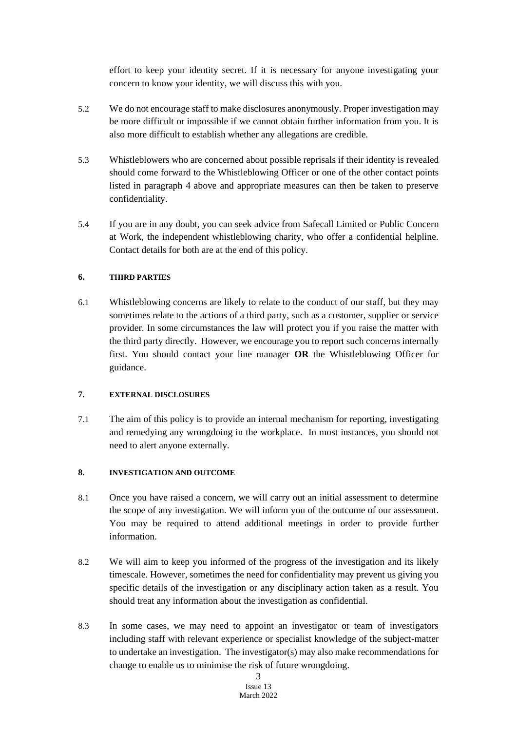effort to keep your identity secret. If it is necessary for anyone investigating your concern to know your identity, we will discuss this with you.

5.2 We do not encourage staff to make disclosures anonymously. Proper investigation may be more difficult or impossible if we cannot obtain further information from you. It is also more difficult to establish whether any allegations are credible.

5.3 Whistleblowers who are concerned about possible reprisals if their identity is revealed should come forward to the Whistleblowing Officer or one of the other contact points listed in paragraph 4 above and appropriate measures can then be taken to preserve confidentiality.

5.4 If you are in any doubt, you can seek advice from Safecall Limited or Public Concern at Work, the independent whistleblowing charity, who offer a confidential helpline. Contact details for both are at the end of this policy.

## 6. THIRD PARTIES

6.1 Whistleblowing concerns are likely to relate to the conduct of our staff, but they may sometimes relate to the actions of a third party, such as a customer, supplier or service provider. In some circumstances the law will protect you if you raise the matter with the third party directly. However, we encourage you to report such concerns internally first. You should contact your line manager **OR** the Whistleblowing Officer for guidance.

## 7. EXTERNAL DISCLOSURES

7.1 The aim of this policy is to provide an internal mechanism for reporting, investigating and remedying any wrongdoing in the workplace. In most instances, you should not need to alert anyone externally.

## 8. INVESTIGATION AND OUTCOME

8.1 Once you have raised a concern, we will carry out an initial assessment to determine the scope of any investigation. We will inform you of the outcome of our assessment. You may be required to attend additional meetings in order to provide further information.

8.2 We will aim to keep you informed of the progress of the investigation and its likely timescale. However, sometimes the need for confidentiality may prevent us giving you specific details of the investigation or any disciplinary action taken as a result. You should treat any information about the investigation as confidential.

8.3 In some cases, we may need to appoint an investigator or team of investigators including staff with relevant experience or specialist knowledge of the subject-matter to undertake an investigation. The investigator(s) may also make recommendations for change to enable us to minimise the risk of future wrongdoing.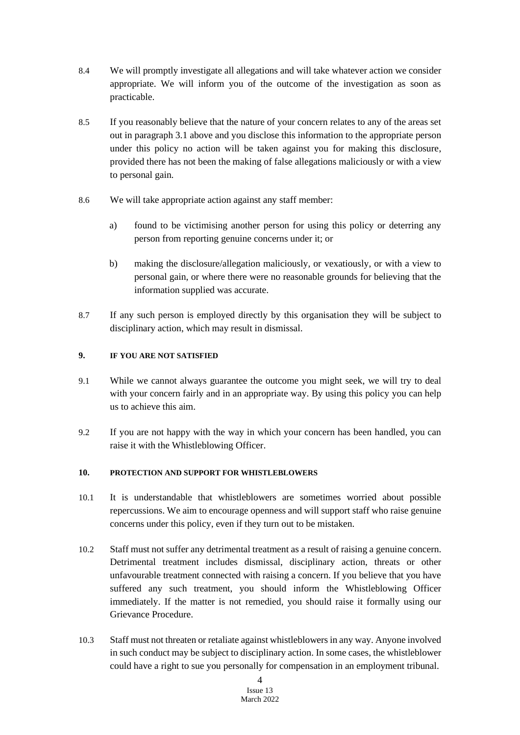8.4 We will promptly investigate all allegations and will take whatever action we consider appropriate. We will inform you of the outcome of the investigation as soon as practicable.

8.5 If you reasonably believe that the nature of your concern relates to any of the areas set out in paragraph 3.1 above and you disclose this information to the appropriate person under this policy no action will be taken against you for making this disclosure, provided there has not been the making of false allegations maliciously or with a view to personal gain.

8.6 We will take appropriate action against any staff member:

a) found to be victimising another person for using this policy or deterring any person from reporting genuine concerns under it; or

b) making the disclosure/allegation maliciously, or vexatiously, or with a view to personal gain, or where there were no reasonable grounds for believing that the information supplied was accurate.

8.7 If any such person is employed directly by this organisation they will be subject to disciplinary action, which may result in dismissal.

## 9. IF YOU ARE NOT SATISFIED

9.1 While we cannot always guarantee the outcome you might seek, we will try to deal with your concern fairly and in an appropriate way. By using this policy you can help us to achieve this aim.

9.2 If you are not happy with the way in which your concern has been handled, you can raise it with the Whistleblowing Officer.

## 10. PROTECTION AND SUPPORT FOR WHISTLEBLOWERS

10.1 It is understandable that whistleblowers are sometimes worried about possible repercussions. We aim to encourage openness and will support staff who raise genuine concerns under this policy, even if they turn out to be mistaken.

10.2 Staff must not suffer any detrimental treatment as a result of raising a genuine concern. Detrimental treatment includes dismissal, disciplinary action, threats or other unfavourable treatment connected with raising a concern. If you believe that you have suffered any such treatment, you should inform the Whistleblowing Officer immediately. If the matter is not remedied, you should raise it formally using our Grievance Procedure.

10.3 Staff must not threaten or retaliate against whistleblowers in any way. Anyone involved in such conduct may be subject to disciplinary action. In some cases, the whistleblower could have a right to sue you personally for compensation in an employment tribunal.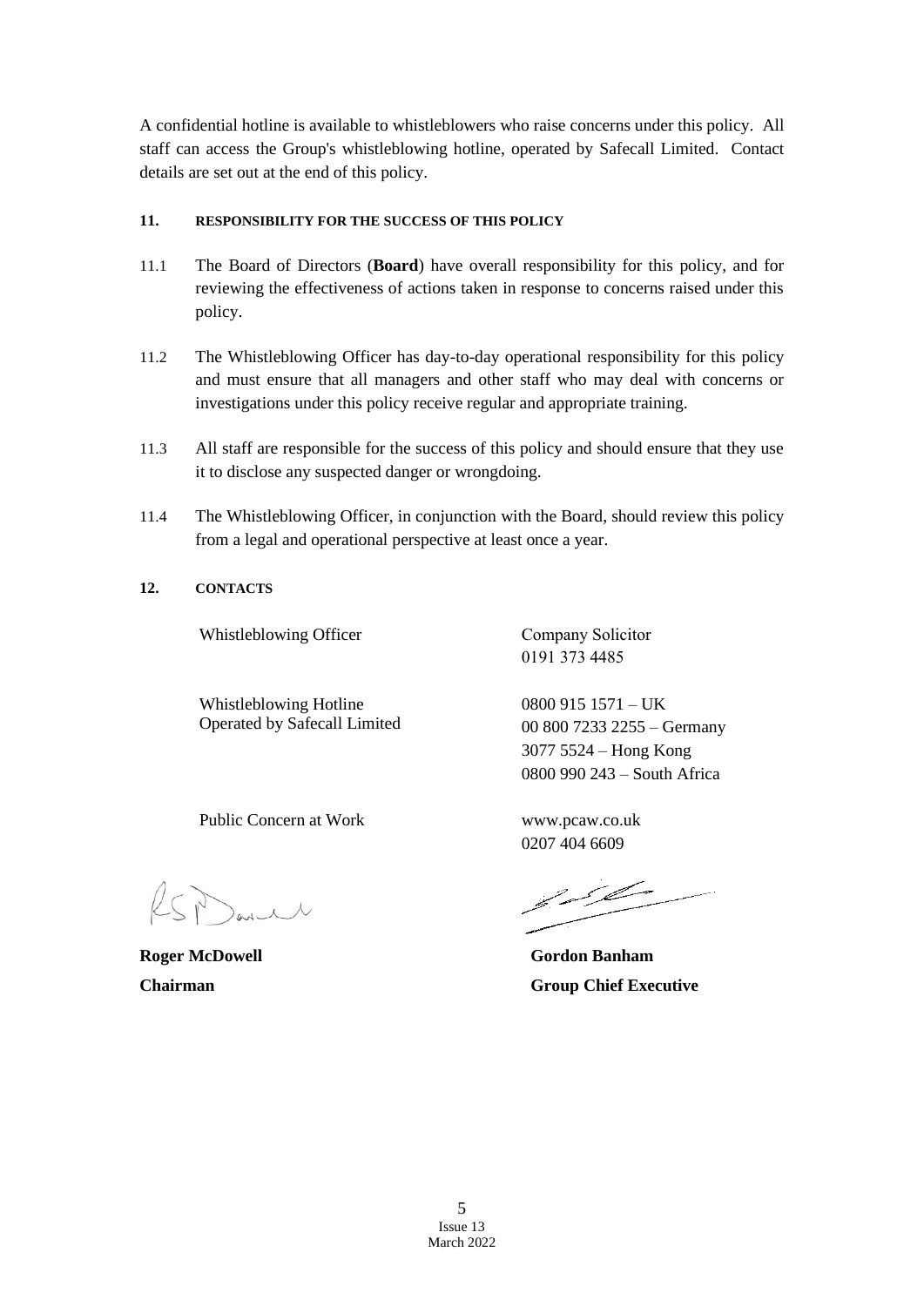A confidential hotline is available to whistleblowers who raise concerns under this policy. All staff can access the Group's whistleblowing hotline, operated by Safecall Limited. Contact details are set out at the end of this policy.

## 11. RESPONSIBILITY FOR THE SUCCESS OF THIS POLICY

11.1 The Board of Directors (**Board**) have overall responsibility for this policy, and for reviewing the effectiveness of actions taken in response to concerns raised under this policy.

11.2 The Whistleblowing Officer has day-to-day operational responsibility for this policy and must ensure that all managers and other staff who may deal with concerns or investigations under this policy receive regular and appropriate training.

11.3 All staff are responsible for the success of this policy and should ensure that they use it to disclose any suspected danger or wrongdoing.

11.4 The Whistleblowing Officer, in conjunction with the Board, should review this policy from a legal and operational perspective at least once a year.

## 12. CONTACTS

| | |
|---|---|
| Whistleblowing Officer | Company Solicitor<br>0191 373 4485 |
| Whistleblowing Hotline<br>Operated by Safecall Limited | 0800 915 1571 – UK<br>00 800 7233 2255 – Germany<br>3077 5524 – Hong Kong<br>0800 990 243 – South Africa |
| Public Concern at Work | www.pcaw.co.uk<br>0207 404 6609 |

**Roger McDowell**
**Chairman**

**Gordon Banham**
**Group Chief Executive**

Issue 13
March 2022